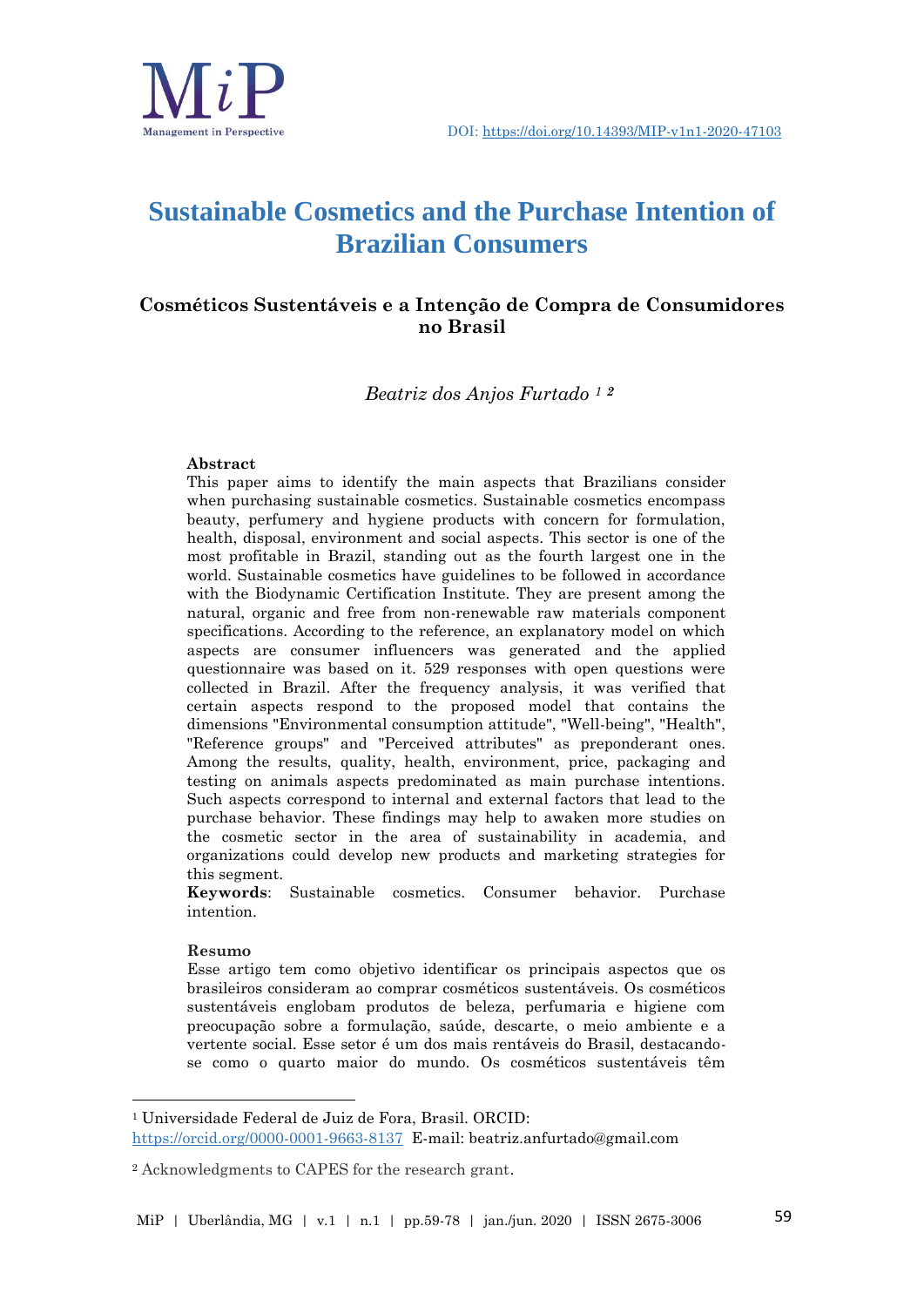DOI: https://doi.org/10.14393/MIP-v1n1-2020-47103

# Sustainable Cosmetics and the Purchase Intention of Brazilian Consumers

## Cosméticos Sustentáveis e a Intenção de Compra de Consumidores no Brasil

*Beatriz dos Anjos Furtado* [1 2]

**Abstract**

This paper aims to identify the main aspects that Brazilians consider when purchasing sustainable cosmetics. Sustainable cosmetics encompass beauty, perfumery and hygiene products with concern for formulation, health, disposal, environment and social aspects. This sector is one of the most profitable in Brazil, standing out as the fourth largest one in the world. Sustainable cosmetics have guidelines to be followed in accordance with the Biodynamic Certification Institute. They are present among the natural, organic and free from non-renewable raw materials component specifications. According to the reference, an explanatory model on which aspects are consumer influencers was generated and the applied questionnaire was based on it. 529 responses with open questions were collected in Brazil. After the frequency analysis, it was verified that certain aspects respond to the proposed model that contains the dimensions "Environmental consumption attitude", "Well-being", "Health", "Reference groups" and "Perceived attributes" as preponderant ones. Among the results, quality, health, environment, price, packaging and testing on animals aspects predominated as main purchase intentions. Such aspects correspond to internal and external factors that lead to the purchase behavior. These findings may help to awaken more studies on the cosmetic sector in the area of sustainability in academia, and organizations could develop new products and marketing strategies for this segment.

**Keywords**: Sustainable cosmetics. Consumer behavior. Purchase intention.

**Resumo**

Esse artigo tem como objetivo identificar os principais aspectos que os brasileiros consideram ao comprar cosméticos sustentáveis. Os cosméticos sustentáveis englobam produtos de beleza, perfumaria e higiene com preocupação sobre a formulação, saúde, descarte, o meio ambiente e a vertente social. Esse setor é um dos mais rentáveis do Brasil, destacando-se como o quarto maior do mundo. Os cosméticos sustentáveis têm

---

[1] Universidade Federal de Juiz de Fora, Brasil. ORCID: https://orcid.org/0000-0001-9663-8137 E-mail: beatriz.anfurtado@gmail.com

[2] Acknowledgments to CAPES for the research grant.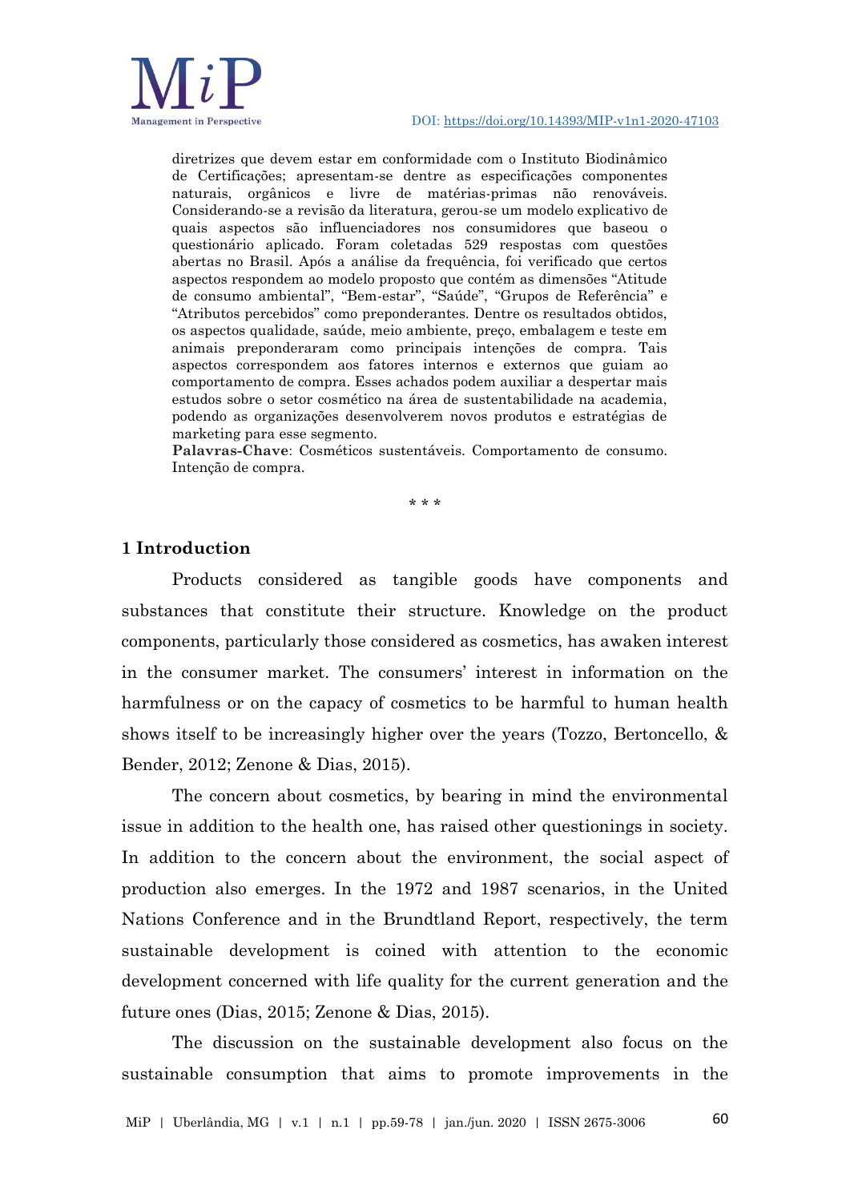diretrizes que devem estar em conformidade com o Instituto Biodinâmico de Certificações; apresentam-se dentre as especificações componentes naturais, orgânicos e livre de matérias-primas não renováveis. Considerando-se a revisão da literatura, gerou-se um modelo explicativo de quais aspectos são influenciadores nos consumidores que baseou o questionário aplicado. Foram coletadas 529 respostas com questões abertas no Brasil. Após a análise da frequência, foi verificado que certos aspectos respondem ao modelo proposto que contém as dimensões "Atitude de consumo ambiental", "Bem-estar", "Saúde", "Grupos de Referência" e "Atributos percebidos" como preponderantes. Dentre os resultados obtidos, os aspectos qualidade, saúde, meio ambiente, preço, embalagem e teste em animais preponderaram como principais intenções de compra. Tais aspectos correspondem aos fatores internos e externos que guiam ao comportamento de compra. Esses achados podem auxiliar a despertar mais estudos sobre o setor cosmético na área de sustentabilidade na academia, podendo as organizações desenvolverem novos produtos e estratégias de marketing para esse segmento.

**Palavras-Chave**: Cosméticos sustentáveis. Comportamento de consumo. Intenção de compra.

\* \* \*

## 1 Introduction

Products considered as tangible goods have components and substances that constitute their structure. Knowledge on the product components, particularly those considered as cosmetics, has awaken interest in the consumer market. The consumers' interest in information on the harmfulness or on the capacity of cosmetics to be harmful to human health shows itself to be increasingly higher over the years (Tozzo, Bertoncello, & Bender, 2012; Zenone & Dias, 2015).

The concern about cosmetics, by bearing in mind the environmental issue in addition to the health one, has raised other questionings in society. In addition to the concern about the environment, the social aspect of production also emerges. In the 1972 and 1987 scenarios, in the United Nations Conference and in the Brundtland Report, respectively, the term sustainable development is coined with attention to the economic development concerned with life quality for the current generation and the future ones (Dias, 2015; Zenone & Dias, 2015).

The discussion on the sustainable development also focus on the sustainable consumption that aims to promote improvements in the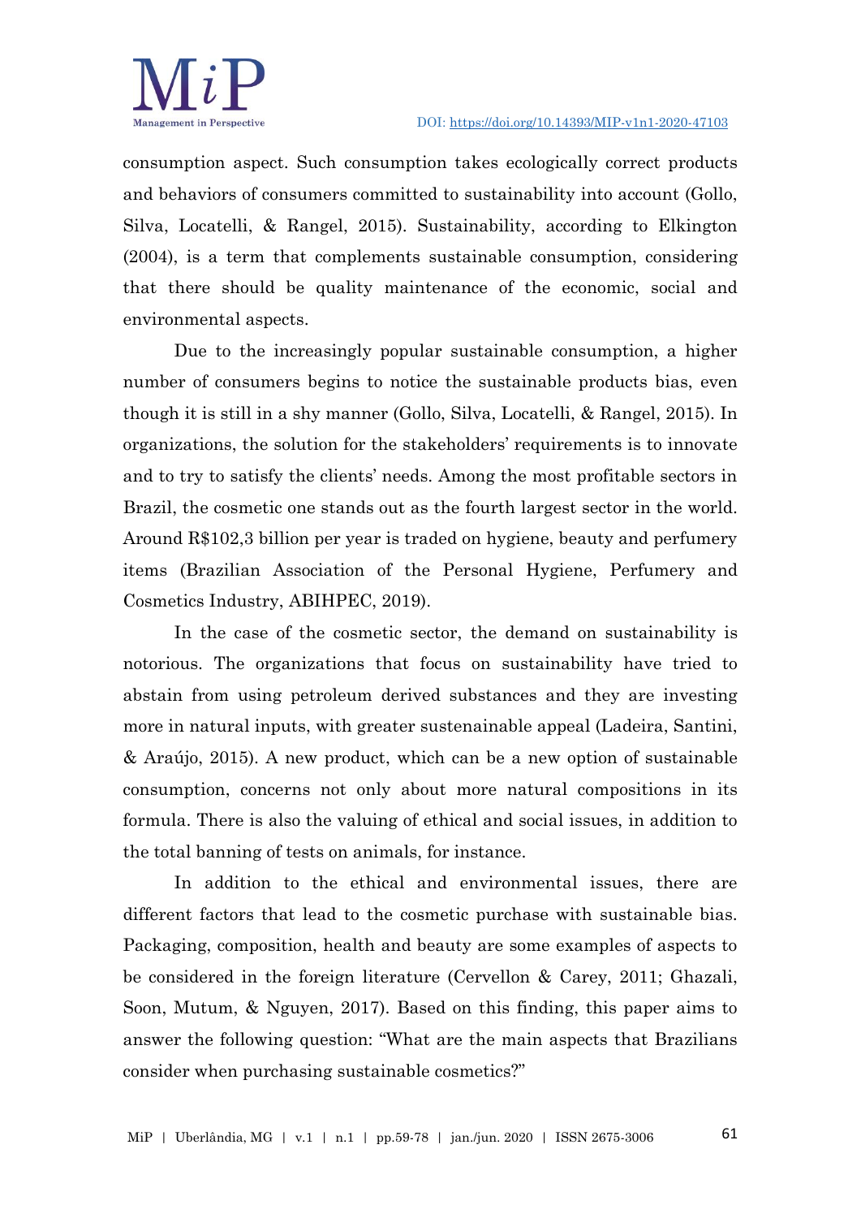consumption aspect. Such consumption takes ecologically correct products and behaviors of consumers committed to sustainability into account (Gollo, Silva, Locatelli, & Rangel, 2015). Sustainability, according to Elkington (2004), is a term that complements sustainable consumption, considering that there should be quality maintenance of the economic, social and environmental aspects.

Due to the increasingly popular sustainable consumption, a higher number of consumers begins to notice the sustainable products bias, even though it is still in a shy manner (Gollo, Silva, Locatelli, & Rangel, 2015). In organizations, the solution for the stakeholders' requirements is to innovate and to try to satisfy the clients' needs. Among the most profitable sectors in Brazil, the cosmetic one stands out as the fourth largest sector in the world. Around R$102,3 billion per year is traded on hygiene, beauty and perfumery items (Brazilian Association of the Personal Hygiene, Perfumery and Cosmetics Industry, ABIHPEC, 2019).

In the case of the cosmetic sector, the demand on sustainability is notorious. The organizations that focus on sustainability have tried to abstain from using petroleum derived substances and they are investing more in natural inputs, with greater sustenainable appeal (Ladeira, Santini, & Araújo, 2015). A new product, which can be a new option of sustainable consumption, concerns not only about more natural compositions in its formula. There is also the valuing of ethical and social issues, in addition to the total banning of tests on animals, for instance.

In addition to the ethical and environmental issues, there are different factors that lead to the cosmetic purchase with sustainable bias. Packaging, composition, health and beauty are some examples of aspects to be considered in the foreign literature (Cervellon & Carey, 2011; Ghazali, Soon, Mutum, & Nguyen, 2017). Based on this finding, this paper aims to answer the following question: "What are the main aspects that Brazilians consider when purchasing sustainable cosmetics?"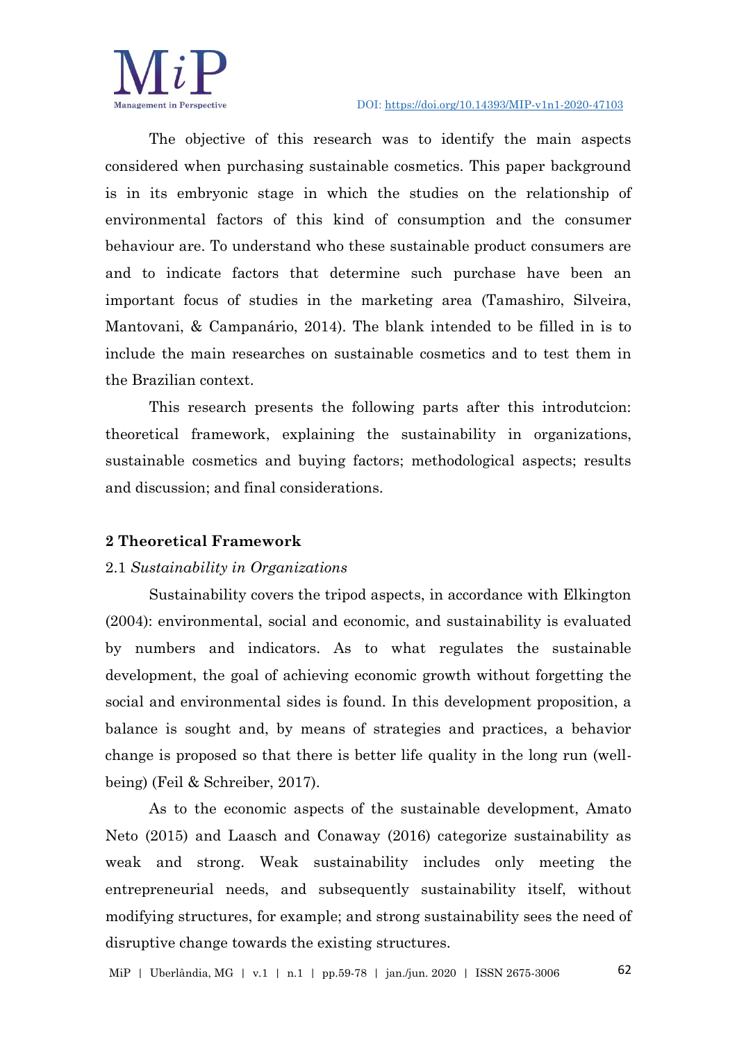The objective of this research was to identify the main aspects considered when purchasing sustainable cosmetics. This paper background is in its embryonic stage in which the studies on the relationship of environmental factors of this kind of consumption and the consumer behaviour are. To understand who these sustainable product consumers are and to indicate factors that determine such purchase have been an important focus of studies in the marketing area (Tamashiro, Silveira, Mantovani, & Campanário, 2014). The blank intended to be filled in is to include the main researches on sustainable cosmetics and to test them in the Brazilian context.

This research presents the following parts after this introdutcion: theoretical framework, explaining the sustainability in organizations, sustainable cosmetics and buying factors; methodological aspects; results and discussion; and final considerations.

## 2 Theoretical Framework

### 2.1 *Sustainability in Organizations*

Sustainability covers the tripod aspects, in accordance with Elkington (2004): environmental, social and economic, and sustainability is evaluated by numbers and indicators. As to what regulates the sustainable development, the goal of achieving economic growth without forgetting the social and environmental sides is found. In this development proposition, a balance is sought and, by means of strategies and practices, a behavior change is proposed so that there is better life quality in the long run (well-being) (Feil & Schreiber, 2017).

As to the economic aspects of the sustainable development, Amato Neto (2015) and Laasch and Conaway (2016) categorize sustainability as weak and strong. Weak sustainability includes only meeting the entrepreneurial needs, and subsequently sustainability itself, without modifying structures, for example; and strong sustainability sees the need of disruptive change towards the existing structures.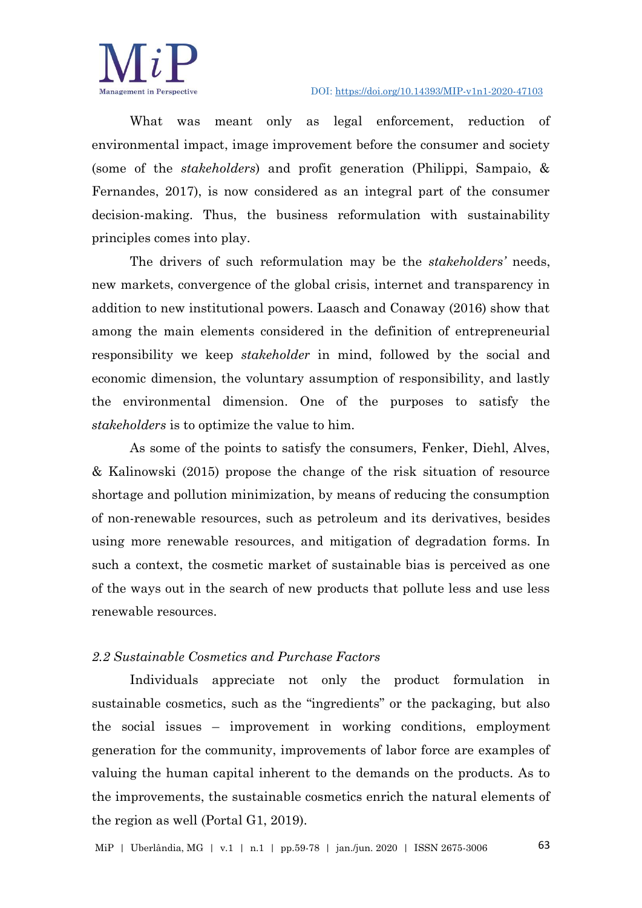What was meant only as legal enforcement, reduction of environmental impact, image improvement before the consumer and society (some of the *stakeholders*) and profit generation (Philippi, Sampaio, & Fernandes, 2017), is now considered as an integral part of the consumer decision-making. Thus, the business reformulation with sustainability principles comes into play.

The drivers of such reformulation may be the *stakeholders'* needs, new markets, convergence of the global crisis, internet and transparency in addition to new institutional powers. Laasch and Conaway (2016) show that among the main elements considered in the definition of entrepreneurial responsibility we keep *stakeholder* in mind, followed by the social and economic dimension, the voluntary assumption of responsibility, and lastly the environmental dimension. One of the purposes to satisfy the *stakeholders* is to optimize the value to him.

As some of the points to satisfy the consumers, Fenker, Diehl, Alves, & Kalinowski (2015) propose the change of the risk situation of resource shortage and pollution minimization, by means of reducing the consumption of non-renewable resources, such as petroleum and its derivatives, besides using more renewable resources, and mitigation of degradation forms. In such a context, the cosmetic market of sustainable bias is perceived as one of the ways out in the search of new products that pollute less and use less renewable resources.

### *2.2 Sustainable Cosmetics and Purchase Factors*

Individuals appreciate not only the product formulation in sustainable cosmetics, such as the "ingredients" or the packaging, but also the social issues – improvement in working conditions, employment generation for the community, improvements of labor force are examples of valuing the human capital inherent to the demands on the products. As to the improvements, the sustainable cosmetics enrich the natural elements of the region as well (Portal G1, 2019).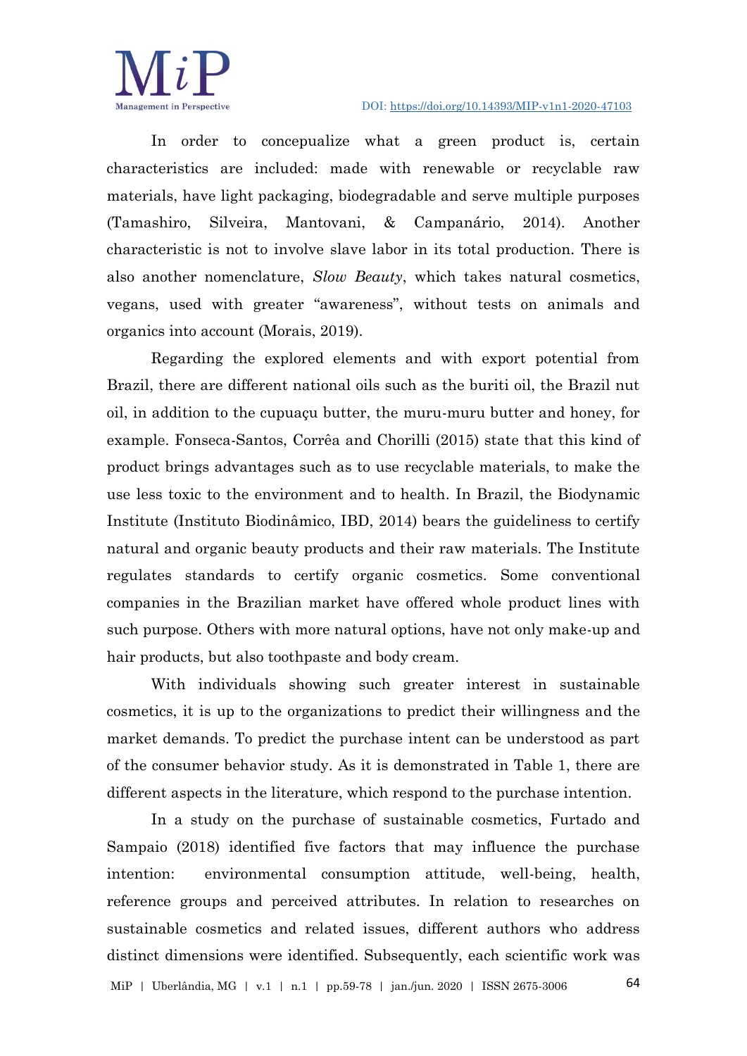In order to concepualize what a green product is, certain characteristics are included: made with renewable or recyclable raw materials, have light packaging, biodegradable and serve multiple purposes (Tamashiro, Silveira, Mantovani, & Campanário, 2014). Another characteristic is not to involve slave labor in its total production. There is also another nomenclature, *Slow Beauty*, which takes natural cosmetics, vegans, used with greater "awareness", without tests on animals and organics into account (Morais, 2019).

Regarding the explored elements and with export potential from Brazil, there are different national oils such as the buriti oil, the Brazil nut oil, in addition to the cupuaçu butter, the muru-muru butter and honey, for example. Fonseca-Santos, Corrêa and Chorilli (2015) state that this kind of product brings advantages such as to use recyclable materials, to make the use less toxic to the environment and to health. In Brazil, the Biodynamic Institute (Instituto Biodinâmico, IBD, 2014) bears the guideliness to certify natural and organic beauty products and their raw materials. The Institute regulates standards to certify organic cosmetics. Some conventional companies in the Brazilian market have offered whole product lines with such purpose. Others with more natural options, have not only make-up and hair products, but also toothpaste and body cream.

With individuals showing such greater interest in sustainable cosmetics, it is up to the organizations to predict their willingness and the market demands. To predict the purchase intent can be understood as part of the consumer behavior study. As it is demonstrated in Table 1, there are different aspects in the literature, which respond to the purchase intention.

In a study on the purchase of sustainable cosmetics, Furtado and Sampaio (2018) identified five factors that may influence the purchase intention: environmental consumption attitude, well-being, health, reference groups and perceived attributes. In relation to researches on sustainable cosmetics and related issues, different authors who address distinct dimensions were identified. Subsequently, each scientific work was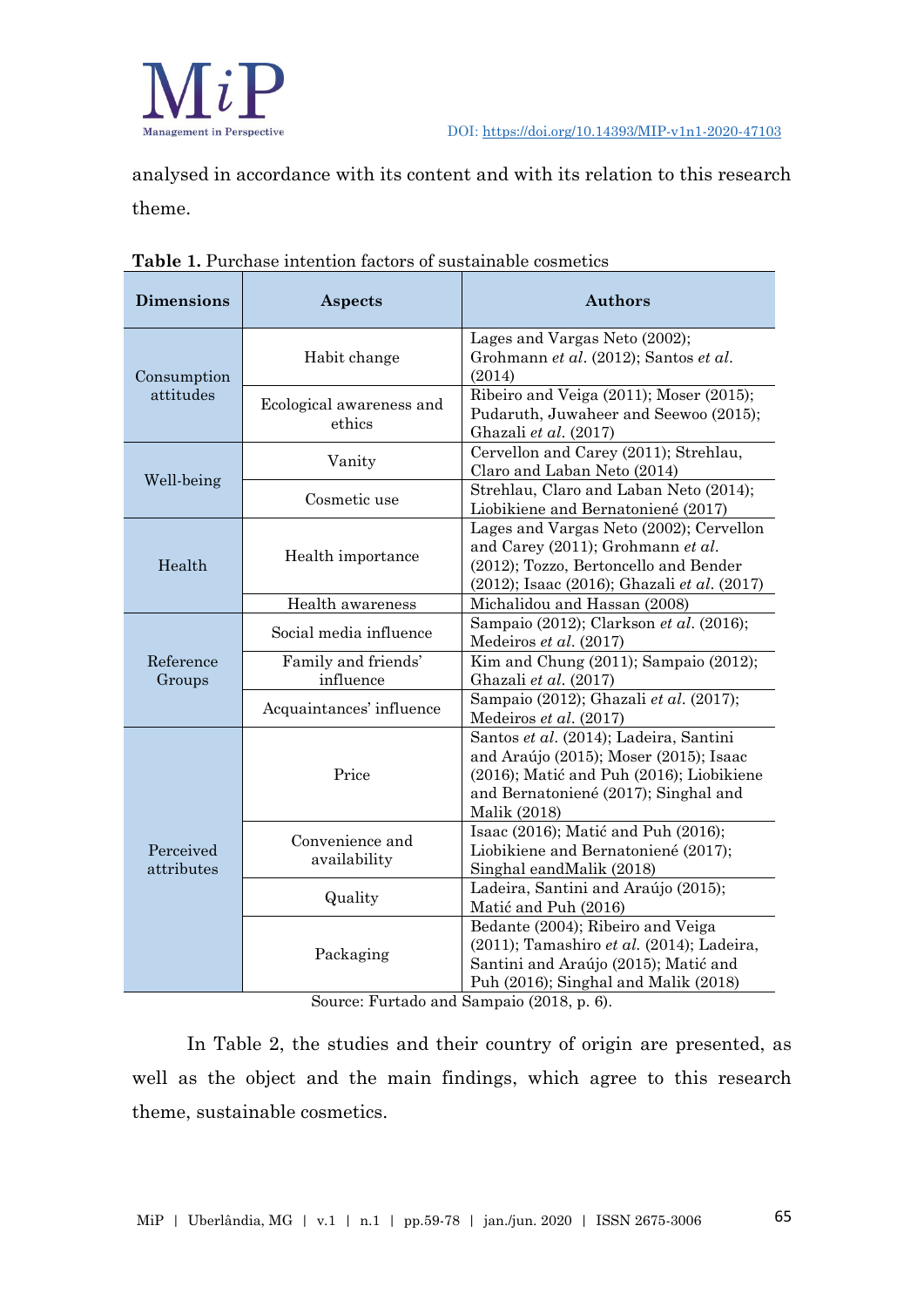analysed in accordance with its content and with its relation to this research theme.

**Table 1.** Purchase intention factors of sustainable cosmetics

| Dimensions | Aspects | Authors |
|---|---|---|
| Consumption attitudes | Habit change | Lages and Vargas Neto (2002); Grohmann *et al*. (2012); Santos *et al*. (2014) |
| | Ecological awareness and ethics | Ribeiro and Veiga (2011); Moser (2015); Pudaruth, Juwaheer and Seewoo (2015); Ghazali *et al*. (2017) |
| Well-being | Vanity | Cervellon and Carey (2011); Strehlau, Claro and Laban Neto (2014) |
| | Cosmetic use | Strehlau, Claro and Laban Neto (2014); Liobikiene and Bernatonienė (2017) |
| Health | Health importance | Lages and Vargas Neto (2002); Cervellon and Carey (2011); Grohmann *et al*. (2012); Tozzo, Bertoncello and Bender (2012); Isaac (2016); Ghazali *et al*. (2017) |
| | Health awareness | Michalidou and Hassan (2008) |
| Reference Groups | Social media influence | Sampaio (2012); Clarkson *et al*. (2016); Medeiros *et al*. (2017) |
| | Family and friends' influence | Kim and Chung (2011); Sampaio (2012); Ghazali *et al*. (2017) |
| | Acquaintances' influence | Sampaio (2012); Ghazali *et al*. (2017); Medeiros *et al*. (2017) |
| Perceived attributes | Price | Santos *et al*. (2014); Ladeira, Santini and Araújo (2015); Moser (2015); Isaac (2016); Matić and Puh (2016); Liobikiene and Bernatonienė (2017); Singhal and Malik (2018) |
| | Convenience and availability | Isaac (2016); Matić and Puh (2016); Liobikiene and Bernatonienė (2017); Singhal eandMalik (2018) |
| | Quality | Ladeira, Santini and Araújo (2015); Matić and Puh (2016) |
| | Packaging | Bedante (2004); Ribeiro and Veiga (2011); Tamashiro *et al.* (2014); Ladeira, Santini and Araújo (2015); Matić and Puh (2016); Singhal and Malik (2018) |

Source: Furtado and Sampaio (2018, p. 6).

In Table 2, the studies and their country of origin are presented, as well as the object and the main findings, which agree to this research theme, sustainable cosmetics.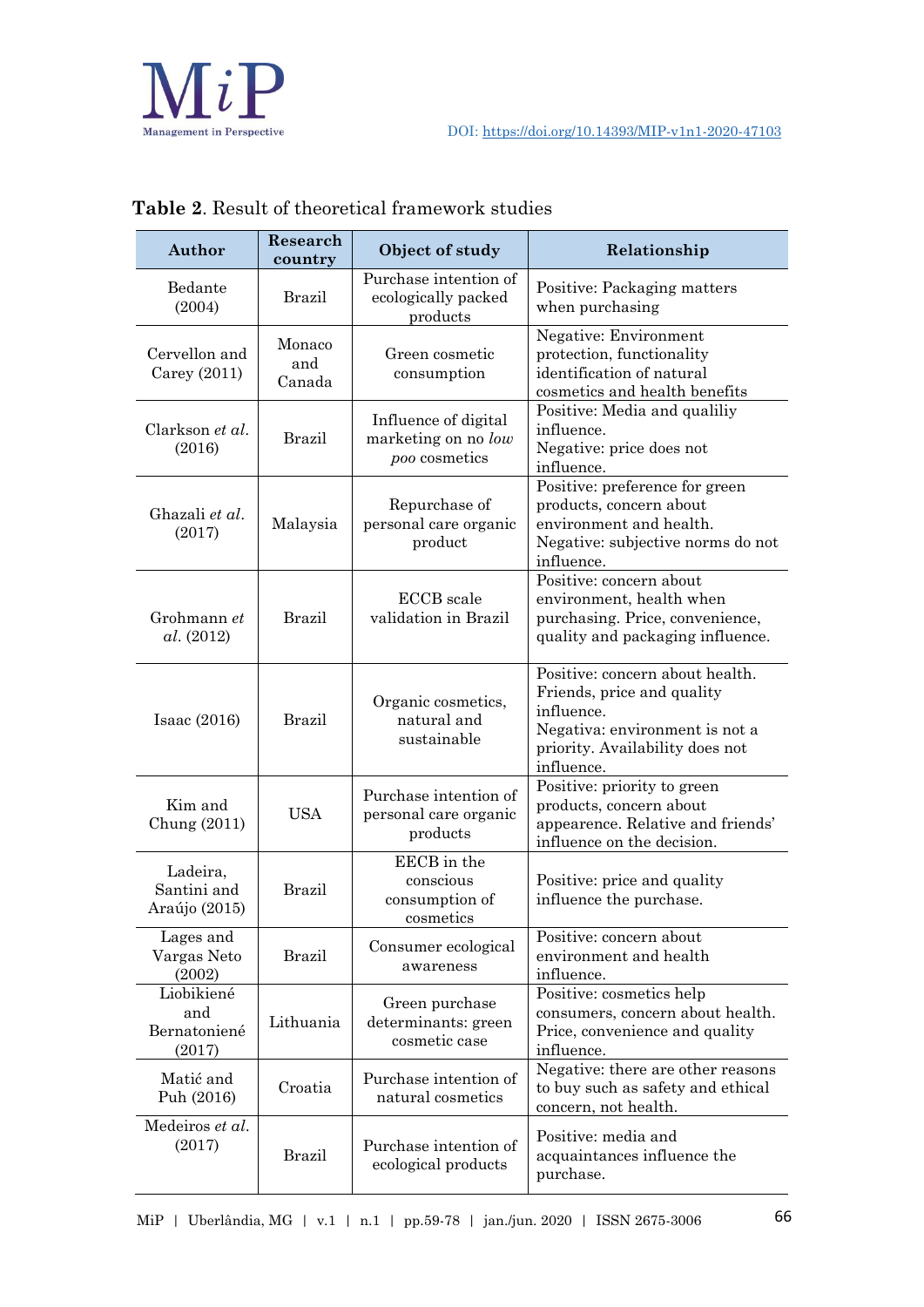**Table 2**. Result of theoretical framework studies

| Author | Research country | Object of study | Relationship |
|---|---|---|---|
| Bedante (2004) | Brazil | Purchase intention of ecologically packed products | Positive: Packaging matters when purchasing |
| Cervellon and Carey (2011) | Monaco and Canada | Green cosmetic consumption | Negative: Environment protection, functionality identification of natural cosmetics and health benefits |
| Clarkson *et al.* (2016) | Brazil | Influence of digital marketing on no *low poo* cosmetics | Positive: Media and qualiliy influence.<br>Negative: price does not influence. |
| Ghazali *et al.* (2017) | Malaysia | Repurchase of personal care organic product | Positive: preference for green products, concern about environment and health.<br>Negative: subjective norms do not influence. |
| Grohmann *et al.* (2012) | Brazil | ECCB scale validation in Brazil | Positive: concern about environment, health when purchasing. Price, convenience, quality and packaging influence. |
| Isaac (2016) | Brazil | Organic cosmetics, natural and sustainable | Positive: concern about health. Friends, price and quality influence.<br>Negativa: environment is not a priority. Availability does not influence. |
| Kim and Chung (2011) | USA | Purchase intention of personal care organic products | Positive: priority to green products, concern about appearence. Relative and friends' influence on the decision. |
| Ladeira, Santini and Araújo (2015) | Brazil | EECB in the conscious consumption of cosmetics | Positive: price and quality influence the purchase. |
| Lages and Vargas Neto (2002) | Brazil | Consumer ecological awareness | Positive: concern about environment and health influence. |
| Liobikiené and Bernatoniené (2017) | Lithuania | Green purchase determinants: green cosmetic case | Positive: cosmetics help consumers, concern about health. Price, convenience and quality influence. |
| Matić and Puh (2016) | Croatia | Purchase intention of natural cosmetics | Negative: there are other reasons to buy such as safety and ethical concern, not health. |
| Medeiros *et al.* (2017) | Brazil | Purchase intention of ecological products | Positive: media and acquaintances influence the purchase. |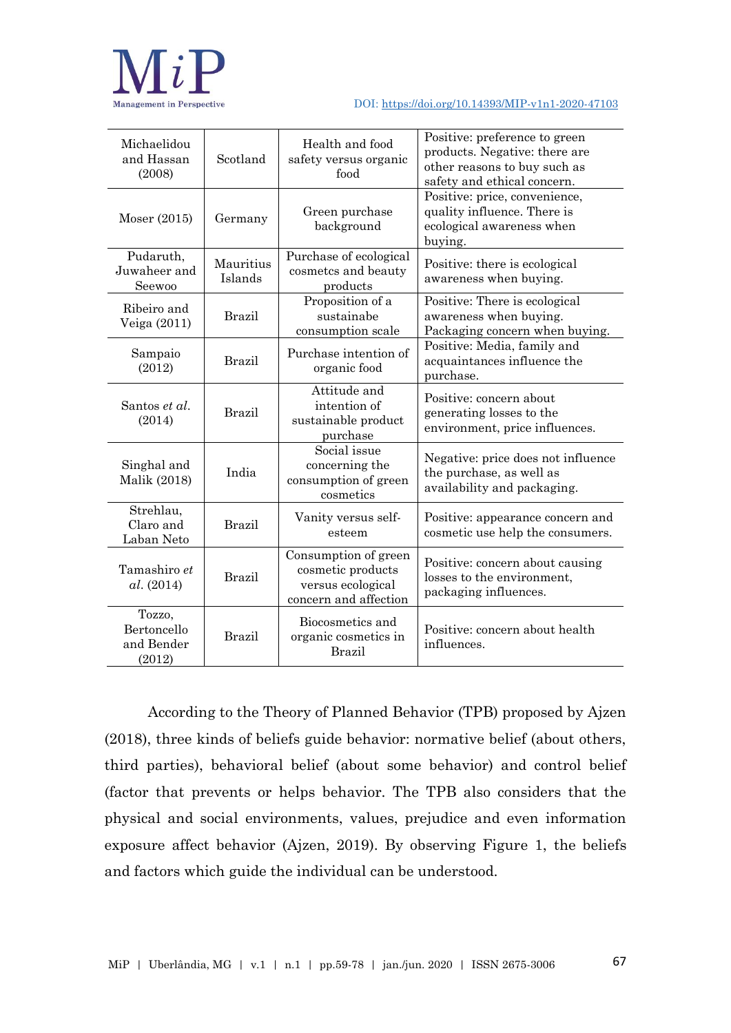| | | | |
|---|---|---|---|
| Michaelidou and Hassan (2008) | Scotland | Health and food safety versus organic food | Positive: preference to green products. Negative: there are other reasons to buy such as safety and ethical concern. |
| Moser (2015) | Germany | Green purchase background | Positive: price, convenience, quality influence. There is ecological awareness when buying. |
| Pudaruth, Juwaheer and Seewoo | Mauritius Islands | Purchase of ecological cosmetcs and beauty products | Positive: there is ecological awareness when buying. |
| Ribeiro and Veiga (2011) | Brazil | Proposition of a sustainabe consumption scale | Positive: There is ecological awareness when buying. Packaging concern when buying. |
| Sampaio (2012) | Brazil | Purchase intention of organic food | Positive: Media, family and acquaintances influence the purchase. |
| Santos *et al.* (2014) | Brazil | Attitude and intention of sustainable product purchase | Positive: concern about generating losses to the environment, price influences. |
| Singhal and Malik (2018) | India | Social issue concerning the consumption of green cosmetics | Negative: price does not influence the purchase, as well as availability and packaging. |
| Strehlau, Claro and Laban Neto | Brazil | Vanity versus self-esteem | Positive: appearance concern and cosmetic use help the consumers. |
| Tamashiro *et al.* (2014) | Brazil | Consumption of green cosmetic products versus ecological concern and affection | Positive: concern about causing losses to the environment, packaging influences. |
| Tozzo, Bertoncello and Bender (2012) | Brazil | Biocosmetics and organic cosmetics in Brazil | Positive: concern about health influences. |

According to the Theory of Planned Behavior (TPB) proposed by Ajzen (2018), three kinds of beliefs guide behavior: normative belief (about others, third parties), behavioral belief (about some behavior) and control belief (factor that prevents or helps behavior. The TPB also considers that the physical and social environments, values, prejudice and even information exposure affect behavior (Ajzen, 2019). By observing Figure 1, the beliefs and factors which guide the individual can be understood.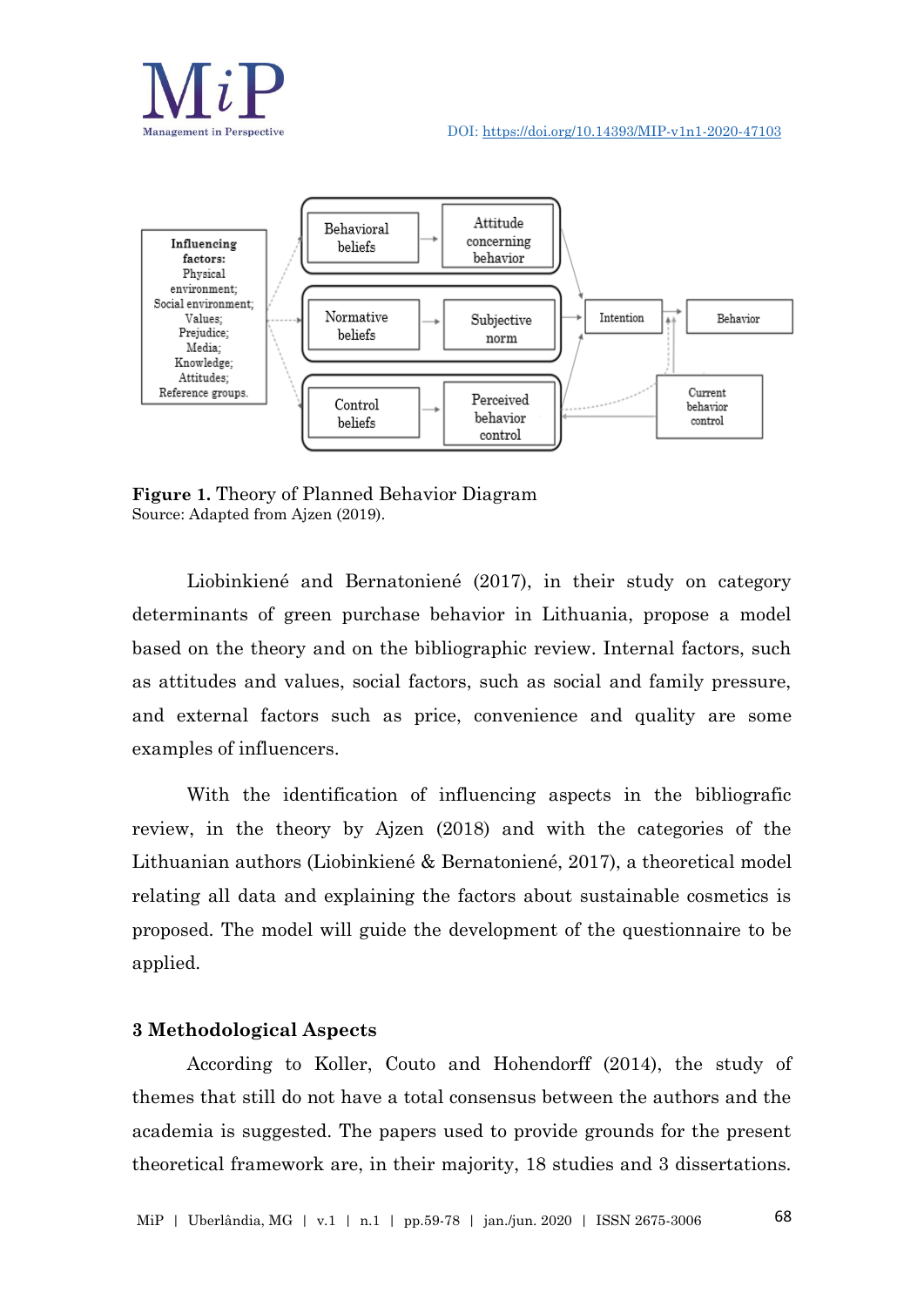Influencing factors:
Physical environment;
Social environment;
Values;
Prejudice;
Media;
Knowledge;
Attitudes;
Reference groups.

Behavioral beliefs

Attitude concerning behavior

Normative beliefs

Subjective norm

Control beliefs

Perceived behavior control

Intention

Behavior

Current behavior control

**Figure 1.** Theory of Planned Behavior Diagram
Source: Adapted from Ajzen (2019).

Liobinkiené and Bernatoniené (2017), in their study on category determinants of green purchase behavior in Lithuania, propose a model based on the theory and on the bibliographic review. Internal factors, such as attitudes and values, social factors, such as social and family pressure, and external factors such as price, convenience and quality are some examples of influencers.

With the identification of influencing aspects in the bibliografic review, in the theory by Ajzen (2018) and with the categories of the Lithuanian authors (Liobinkiené & Bernatoniené, 2017), a theoretical model relating all data and explaining the factors about sustainable cosmetics is proposed. The model will guide the development of the questionnaire to be applied.

## 3 Methodological Aspects

According to Koller, Couto and Hohendorff (2014), the study of themes that still do not have a total consensus between the authors and the academia is suggested. The papers used to provide grounds for the present theoretical framework are, in their majority, 18 studies and 3 dissertations.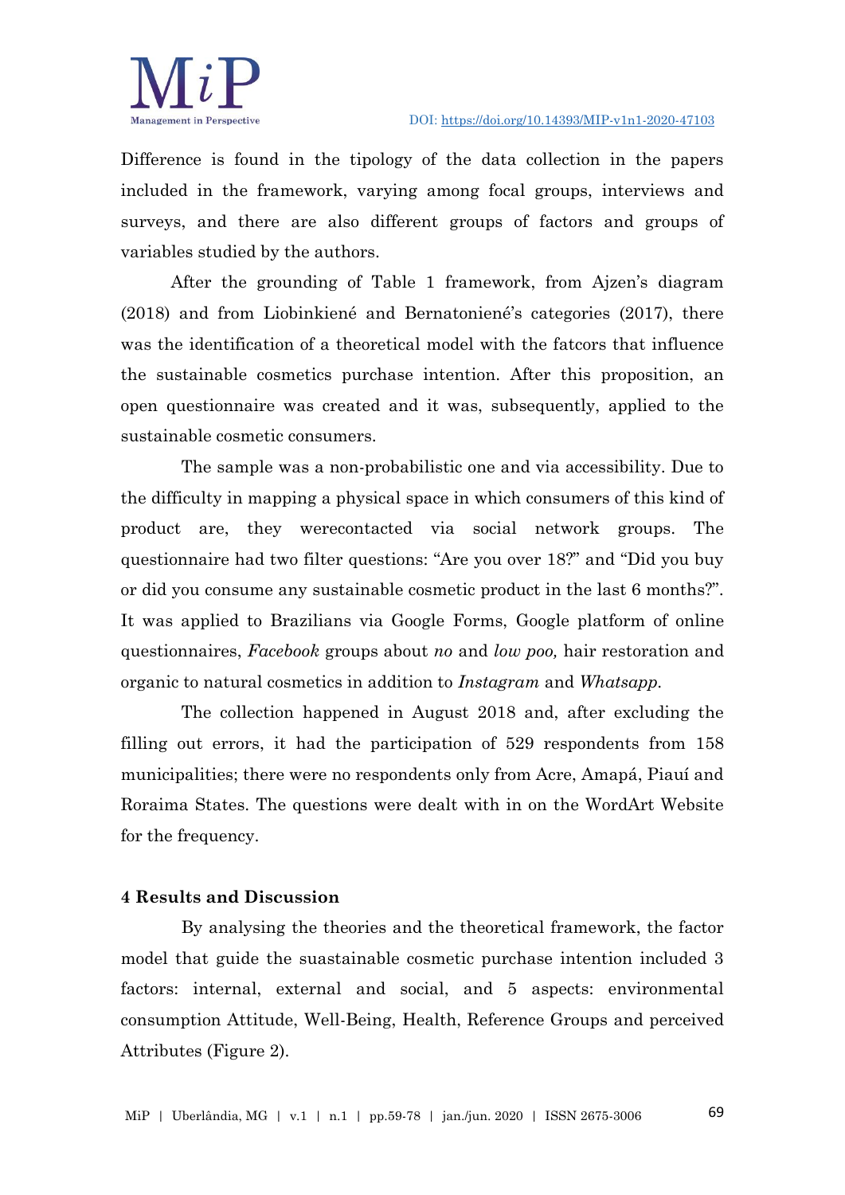Difference is found in the tipology of the data collection in the papers included in the framework, varying among focal groups, interviews and surveys, and there are also different groups of factors and groups of variables studied by the authors.

After the grounding of Table 1 framework, from Ajzen's diagram (2018) and from Liobinkiené and Bernatoniené's categories (2017), there was the identification of a theoretical model with the fatcors that influence the sustainable cosmetics purchase intention. After this proposition, an open questionnaire was created and it was, subsequently, applied to the sustainable cosmetic consumers.

The sample was a non-probabilistic one and via accessibility. Due to the difficulty in mapping a physical space in which consumers of this kind of product are, they werecontacted via social network groups. The questionnaire had two filter questions: "Are you over 18?" and "Did you buy or did you consume any sustainable cosmetic product in the last 6 months?". It was applied to Brazilians via Google Forms, Google platform of online questionnaires, *Facebook* groups about *no* and *low poo,* hair restoration and organic to natural cosmetics in addition to *Instagram* and *Whatsapp.*

The collection happened in August 2018 and, after excluding the filling out errors, it had the participation of 529 respondents from 158 municipalities; there were no respondents only from Acre, Amapá, Piauí and Roraima States. The questions were dealt with in on the WordArt Website for the frequency.

## 4 Results and Discussion

By analysing the theories and the theoretical framework, the factor model that guide the suastainable cosmetic purchase intention included 3 factors: internal, external and social, and 5 aspects: environmental consumption Attitude, Well-Being, Health, Reference Groups and perceived Attributes (Figure 2).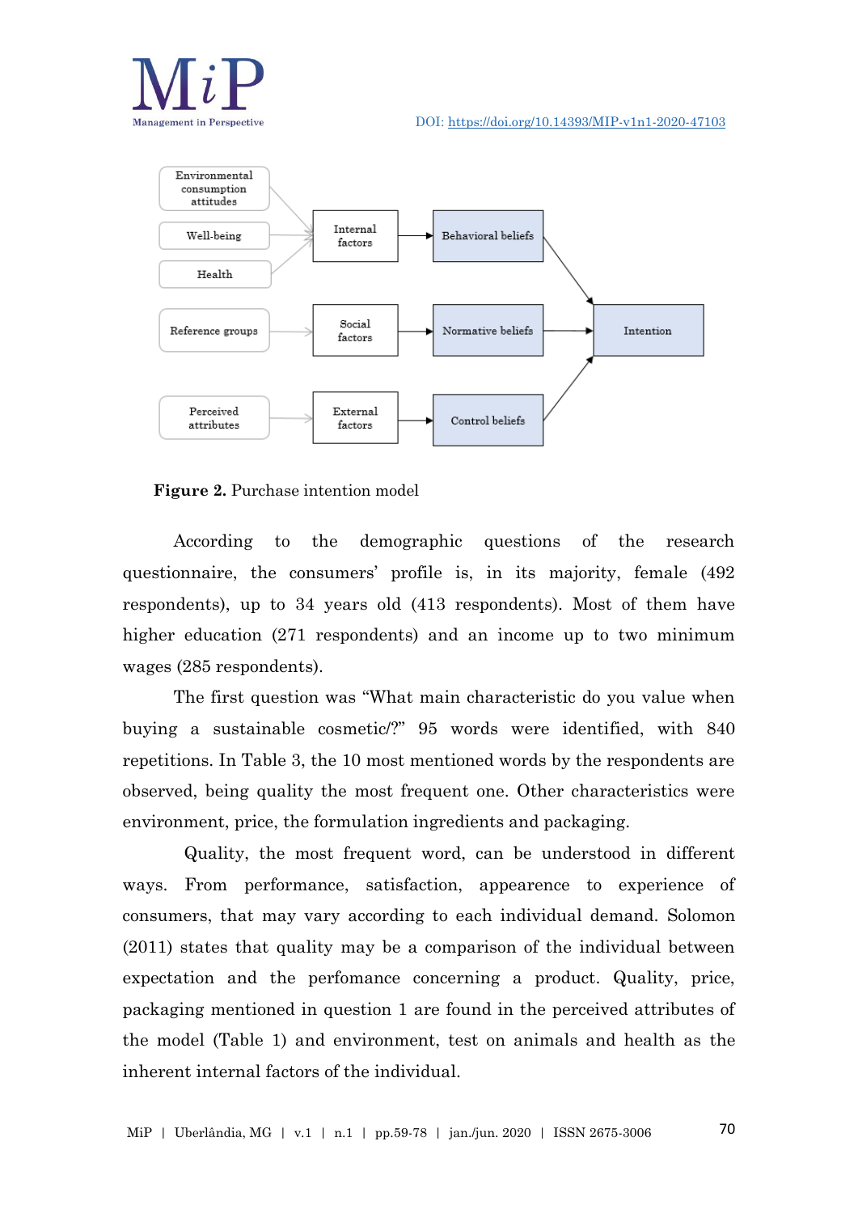Environmental consumption attitudes

Well-being

Health

Internal factors

Behavioral beliefs

Reference groups

Social factors

Normative beliefs

Intention

Perceived attributes

External factors

Control beliefs

**Figure 2.** Purchase intention model

According to the demographic questions of the research questionnaire, the consumers' profile is, in its majority, female (492 respondents), up to 34 years old (413 respondents). Most of them have higher education (271 respondents) and an income up to two minimum wages (285 respondents).

The first question was "What main characteristic do you value when buying a sustainable cosmetic/?" 95 words were identified, with 840 repetitions. In Table 3, the 10 most mentioned words by the respondents are observed, being quality the most frequent one. Other characteristics were environment, price, the formulation ingredients and packaging.

Quality, the most frequent word, can be understood in different ways. From performance, satisfaction, appearence to experience of consumers, that may vary according to each individual demand. Solomon (2011) states that quality may be a comparison of the individual between expectation and the perfomance concerning a product. Quality, price, packaging mentioned in question 1 are found in the perceived attributes of the model (Table 1) and environment, test on animals and health as the inherent internal factors of the individual.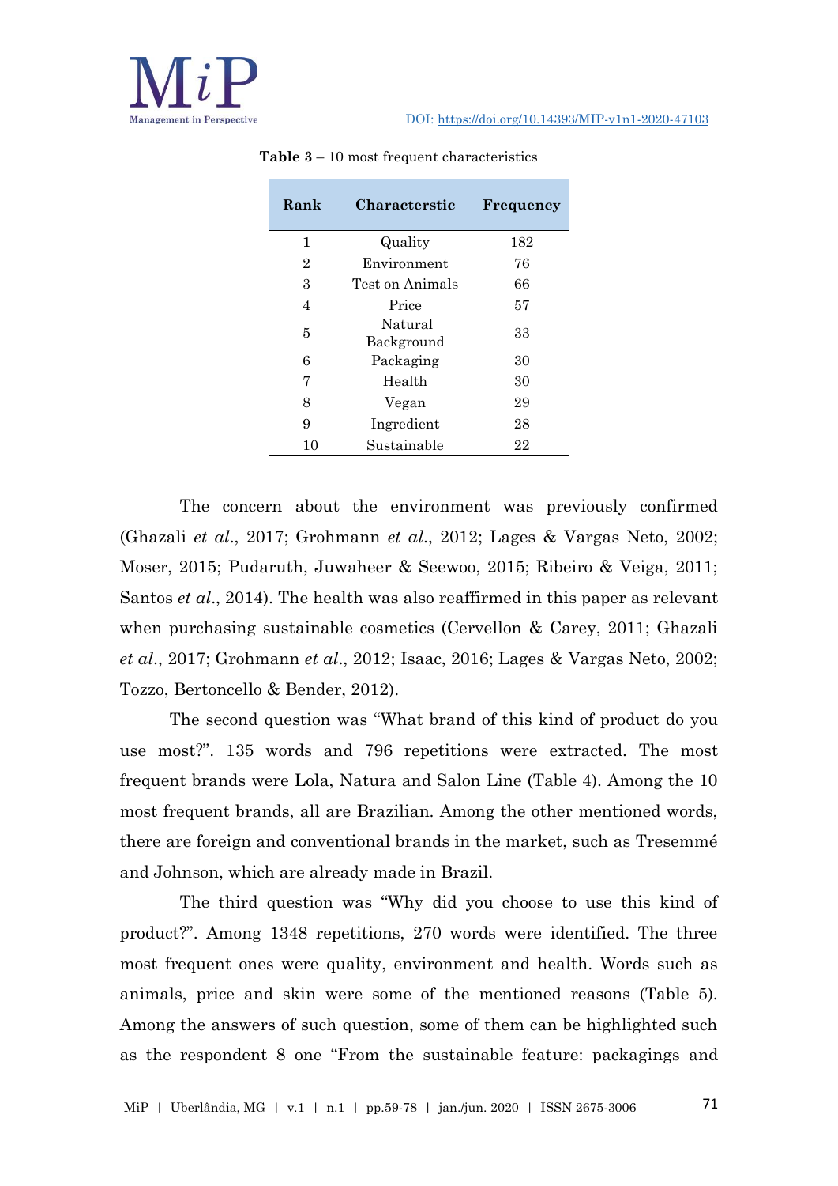**Table 3** – 10 most frequent characteristics

| Rank | Characterstic | Frequency |
|---|---|---|
| **1** | Quality | 182 |
| 2 | Environment | 76 |
| 3 | Test on Animals | 66 |
| 4 | Price | 57 |
| 5 | Natural Background | 33 |
| 6 | Packaging | 30 |
| 7 | Health | 30 |
| 8 | Vegan | 29 |
| 9 | Ingredient | 28 |
| 10 | Sustainable | 22 |

The concern about the environment was previously confirmed (Ghazali *et al*., 2017; Grohmann *et al*., 2012; Lages & Vargas Neto, 2002; Moser, 2015; Pudaruth, Juwaheer & Seewoo, 2015; Ribeiro & Veiga, 2011; Santos *et al*., 2014). The health was also reaffirmed in this paper as relevant when purchasing sustainable cosmetics (Cervellon & Carey, 2011; Ghazali *et al*., 2017; Grohmann *et al*., 2012; Isaac, 2016; Lages & Vargas Neto, 2002; Tozzo, Bertoncello & Bender, 2012).

The second question was "What brand of this kind of product do you use most?". 135 words and 796 repetitions were extracted. The most frequent brands were Lola, Natura and Salon Line (Table 4). Among the 10 most frequent brands, all are Brazilian. Among the other mentioned words, there are foreign and conventional brands in the market, such as Tresemmé and Johnson, which are already made in Brazil.

The third question was "Why did you choose to use this kind of product?". Among 1348 repetitions, 270 words were identified. The three most frequent ones were quality, environment and health. Words such as animals, price and skin were some of the mentioned reasons (Table 5). Among the answers of such question, some of them can be highlighted such as the respondent 8 one "From the sustainable feature: packagings and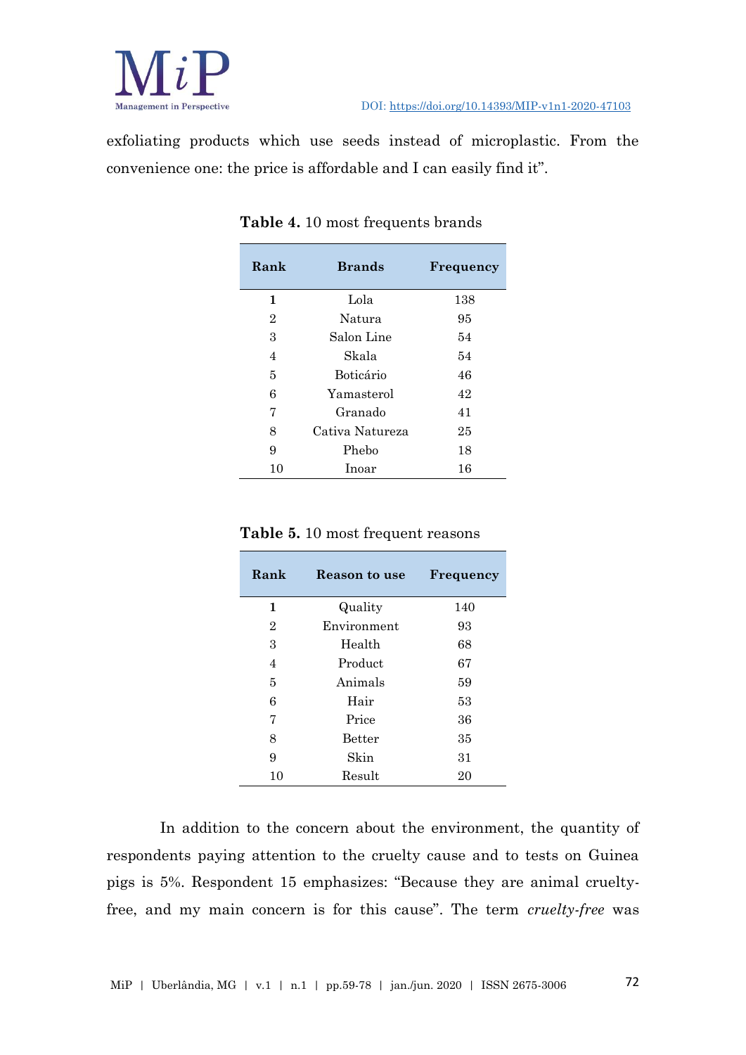exfoliating products which use seeds instead of microplastic. From the convenience one: the price is affordable and I can easily find it".

**Table 4.** 10 most frequents brands

| Rank | Brands | Frequency |
|---|---|---|
| 1 | Lola | 138 |
| 2 | Natura | 95 |
| 3 | Salon Line | 54 |
| 4 | Skala | 54 |
| 5 | Boticário | 46 |
| 6 | Yamasterol | 42 |
| 7 | Granado | 41 |
| 8 | Cativa Natureza | 25 |
| 9 | Phebo | 18 |
| 10 | Inoar | 16 |

**Table 5.** 10 most frequent reasons

| Rank | Reason to use | Frequency |
|---|---|---|
| 1 | Quality | 140 |
| 2 | Environment | 93 |
| 3 | Health | 68 |
| 4 | Product | 67 |
| 5 | Animals | 59 |
| 6 | Hair | 53 |
| 7 | Price | 36 |
| 8 | Better | 35 |
| 9 | Skin | 31 |
| 10 | Result | 20 |

In addition to the concern about the environment, the quantity of respondents paying attention to the cruelty cause and to tests on Guinea pigs is 5%. Respondent 15 emphasizes: "Because they are animal cruelty-free, and my main concern is for this cause". The term *cruelty-free* was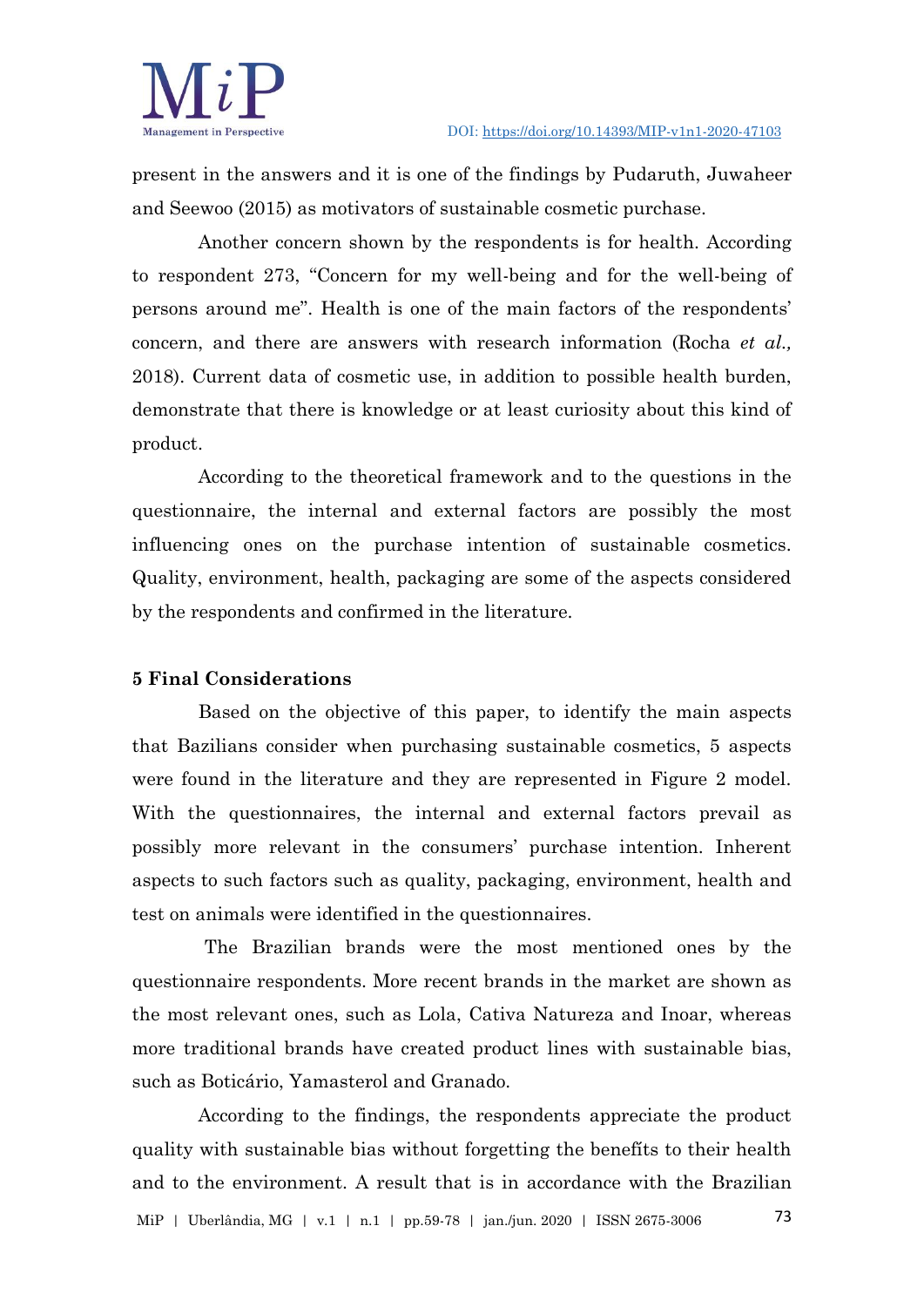present in the answers and it is one of the findings by Pudaruth, Juwaheer and Seewoo (2015) as motivators of sustainable cosmetic purchase.

Another concern shown by the respondents is for health. According to respondent 273, "Concern for my well-being and for the well-being of persons around me". Health is one of the main factors of the respondents' concern, and there are answers with research information (Rocha *et al.,* 2018). Current data of cosmetic use, in addition to possible health burden, demonstrate that there is knowledge or at least curiosity about this kind of product.

According to the theoretical framework and to the questions in the questionnaire, the internal and external factors are possibly the most influencing ones on the purchase intention of sustainable cosmetics. Quality, environment, health, packaging are some of the aspects considered by the respondents and confirmed in the literature.

## 5 Final Considerations

Based on the objective of this paper, to identify the main aspects that Bazilians consider when purchasing sustainable cosmetics, 5 aspects were found in the literature and they are represented in Figure 2 model. With the questionnaires, the internal and external factors prevail as possibly more relevant in the consumers' purchase intention. Inherent aspects to such factors such as quality, packaging, environment, health and test on animals were identified in the questionnaires.

The Brazilian brands were the most mentioned ones by the questionnaire respondents. More recent brands in the market are shown as the most relevant ones, such as Lola, Cativa Natureza and Inoar, whereas more traditional brands have created product lines with sustainable bias, such as Boticário, Yamasterol and Granado.

According to the findings, the respondents appreciate the product quality with sustainable bias without forgetting the benefits to their health and to the environment. A result that is in accordance with the Brazilian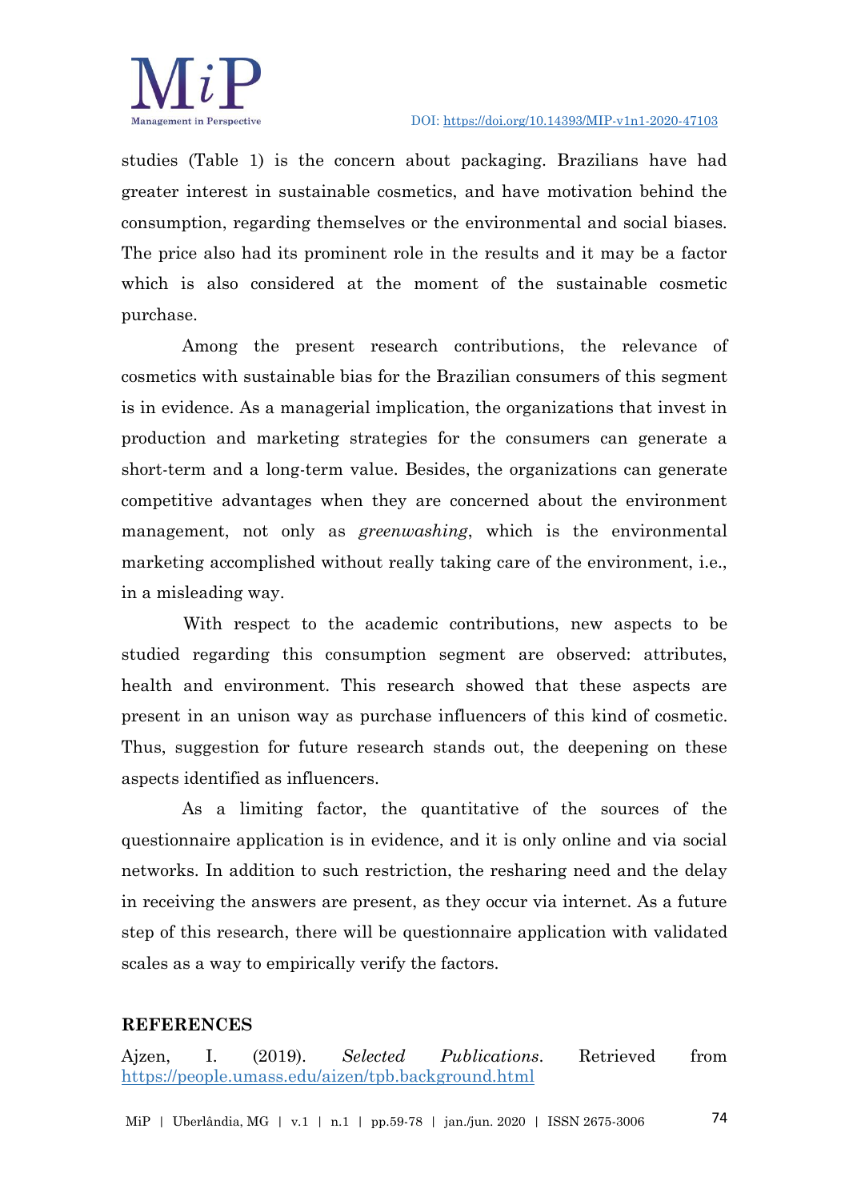studies (Table 1) is the concern about packaging. Brazilians have had greater interest in sustainable cosmetics, and have motivation behind the consumption, regarding themselves or the environmental and social biases. The price also had its prominent role in the results and it may be a factor which is also considered at the moment of the sustainable cosmetic purchase.

Among the present research contributions, the relevance of cosmetics with sustainable bias for the Brazilian consumers of this segment is in evidence. As a managerial implication, the organizations that invest in production and marketing strategies for the consumers can generate a short-term and a long-term value. Besides, the organizations can generate competitive advantages when they are concerned about the environment management, not only as *greenwashing*, which is the environmental marketing accomplished without really taking care of the environment, i.e., in a misleading way.

With respect to the academic contributions, new aspects to be studied regarding this consumption segment are observed: attributes, health and environment. This research showed that these aspects are present in an unison way as purchase influencers of this kind of cosmetic. Thus, suggestion for future research stands out, the deepening on these aspects identified as influencers.

As a limiting factor, the quantitative of the sources of the questionnaire application is in evidence, and it is only online and via social networks. In addition to such restriction, the resharing need and the delay in receiving the answers are present, as they occur via internet. As a future step of this research, there will be questionnaire application with validated scales as a way to empirically verify the factors.

## REFERENCES

Ajzen, I. (2019). *Selected Publications*. Retrieved from https://people.umass.edu/aizen/tpb.background.html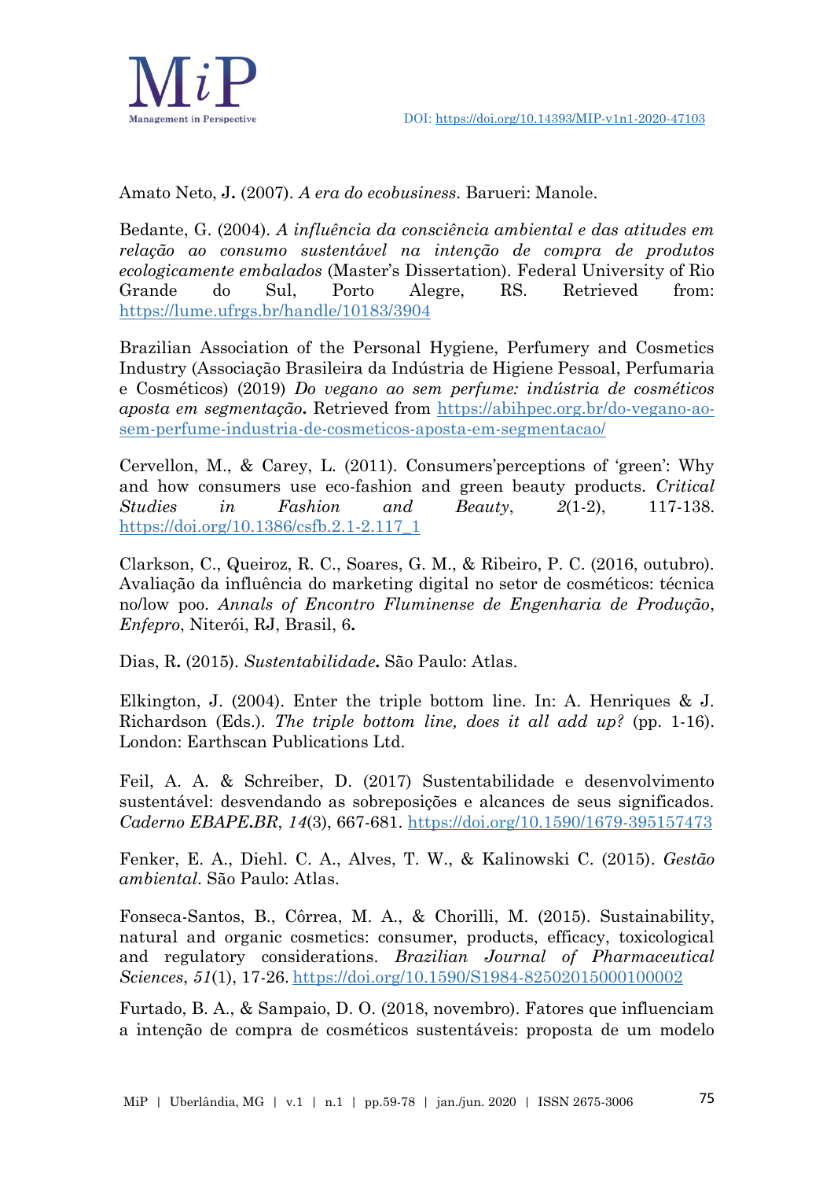Amato Neto, J. (2007). *A era do ecobusiness*. Barueri: Manole.

Bedante, G. (2004). *A influência da consciência ambiental e das atitudes em relação ao consumo sustentável na intenção de compra de produtos ecologicamente embalados* (Master's Dissertation). Federal University of Rio Grande do Sul, Porto Alegre, RS. Retrieved from: https://lume.ufrgs.br/handle/10183/3904

Brazilian Association of the Personal Hygiene, Perfumery and Cosmetics Industry (Associação Brasileira da Indústria de Higiene Pessoal, Perfumaria e Cosméticos) (2019) *Do vegano ao sem perfume: indústria de cosméticos aposta em segmentação*. Retrieved from https://abihpec.org.br/do-vegano-ao-sem-perfume-industria-de-cosmeticos-aposta-em-segmentacao/

Cervellon, M., & Carey, L. (2011). Consumers'perceptions of 'green': Why and how consumers use eco-fashion and green beauty products. *Critical Studies in Fashion and Beauty*, *2*(1-2), 117-138. https://doi.org/10.1386/csfb.2.1-2.117_1

Clarkson, C., Queiroz, R. C., Soares, G. M., & Ribeiro, P. C. (2016, outubro). Avaliação da influência do marketing digital no setor de cosméticos: técnica no/low poo. *Annals of Encontro Fluminense de Engenharia de Produção*, *Enfepro*, Niterói, RJ, Brasil, 6.

Dias, R. (2015). *Sustentabilidade*. São Paulo: Atlas.

Elkington, J. (2004). Enter the triple bottom line. In: A. Henriques & J. Richardson (Eds.). *The triple bottom line, does it all add up?* (pp. 1-16). London: Earthscan Publications Ltd.

Feil, A. A. & Schreiber, D. (2017) Sustentabilidade e desenvolvimento sustentável: desvendando as sobreposições e alcances de seus significados. *Caderno EBAPE.BR*, *14*(3), 667-681. https://doi.org/10.1590/1679-395157473

Fenker, E. A., Diehl. C. A., Alves, T. W., & Kalinowski C. (2015). *Gestão ambiental*. São Paulo: Atlas.

Fonseca-Santos, B., Côrrea, M. A., & Chorilli, M. (2015). Sustainability, natural and organic cosmetics: consumer, products, efficacy, toxicological and regulatory considerations. *Brazilian Journal of Pharmaceutical Sciences*, *51*(1), 17-26. https://doi.org/10.1590/S1984-82502015000100002

Furtado, B. A., & Sampaio, D. O. (2018, novembro). Fatores que influenciam a intenção de compra de cosméticos sustentáveis: proposta de um modelo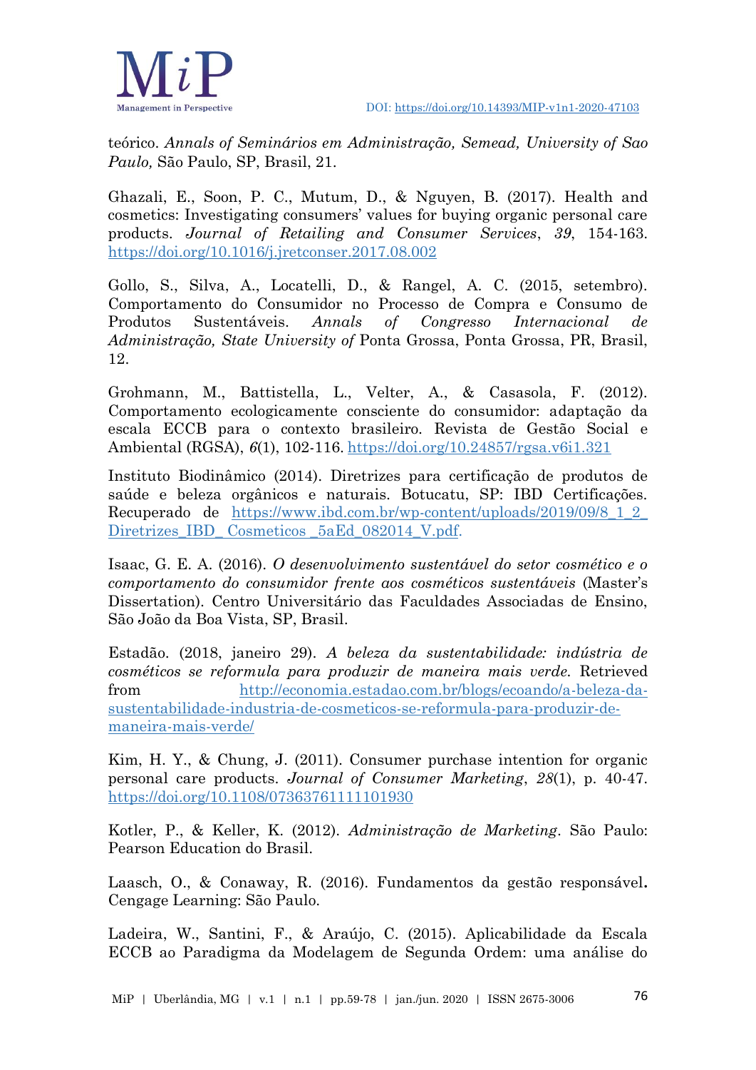teórico. *Annals of Seminários em Administração, Semead, University of Sao Paulo,* São Paulo, SP, Brasil, 21.

Ghazali, E., Soon, P. C., Mutum, D., & Nguyen, B. (2017). Health and cosmetics: Investigating consumers' values for buying organic personal care products. *Journal of Retailing and Consumer Services*, *39*, 154-163. https://doi.org/10.1016/j.jretconser.2017.08.002

Gollo, S., Silva, A., Locatelli, D., & Rangel, A. C. (2015, setembro). Comportamento do Consumidor no Processo de Compra e Consumo de Produtos Sustentáveis. *Annals of Congresso Internacional de Administração, State University of* Ponta Grossa, Ponta Grossa, PR, Brasil, 12.

Grohmann, M., Battistella, L., Velter, A., & Casasola, F. (2012). Comportamento ecologicamente consciente do consumidor: adaptação da escala ECCB para o contexto brasileiro. Revista de Gestão Social e Ambiental (RGSA), *6*(1), 102-116. https://doi.org/10.24857/rgsa.v6i1.321

Instituto Biodinâmico (2014). Diretrizes para certificação de produtos de saúde e beleza orgânicos e naturais. Botucatu, SP: IBD Certificações. Recuperado de https://www.ibd.com.br/wp-content/uploads/2019/09/8_1_2_Diretrizes_IBD_ Cosmeticos _5aEd_082014_V.pdf.

Isaac, G. E. A. (2016). *O desenvolvimento sustentável do setor cosmético e o comportamento do consumidor frente aos cosméticos sustentáveis* (Master's Dissertation). Centro Universitário das Faculdades Associadas de Ensino, São João da Boa Vista, SP, Brasil.

Estadão. (2018, janeiro 29). *A beleza da sustentabilidade: indústria de cosméticos se reformula para produzir de maneira mais verde.* Retrieved from http://economia.estadao.com.br/blogs/ecoando/a-beleza-da-sustentabilidade-industria-de-cosmeticos-se-reformula-para-produzir-de-maneira-mais-verde/

Kim, H. Y., & Chung, J. (2011). Consumer purchase intention for organic personal care products. *Journal of Consumer Marketing*, *28*(1), p. 40-47. https://doi.org/10.1108/07363761111101930

Kotler, P., & Keller, K. (2012). *Administração de Marketing*. São Paulo: Pearson Education do Brasil.

Laasch, O., & Conaway, R. (2016). Fundamentos da gestão responsável**.** Cengage Learning: São Paulo.

Ladeira, W., Santini, F., & Araújo, C. (2015). Aplicabilidade da Escala ECCB ao Paradigma da Modelagem de Segunda Ordem: uma análise do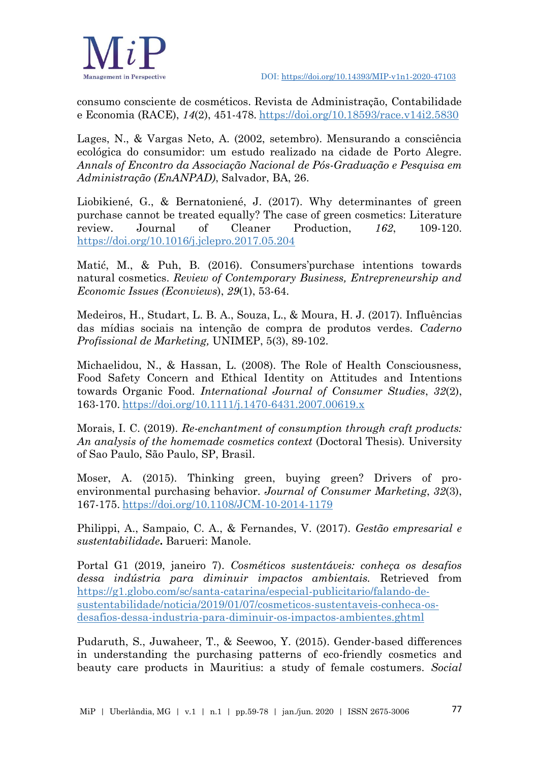consumo consciente de cosméticos. Revista de Administração, Contabilidade e Economia (RACE), *14*(2), 451-478. https://doi.org/10.18593/race.v14i2.5830

Lages, N., & Vargas Neto, A. (2002, setembro). Mensurando a consciência ecológica do consumidor: um estudo realizado na cidade de Porto Alegre. *Annals of Encontro da Associação Nacional de Pós-Graduação e Pesquisa em Administração (EnANPAD)*, Salvador, BA, 26.

Liobikienė, G., & Bernatonienė, J. (2017). Why determinantes of green purchase cannot be treated equally? The case of green cosmetics: Literature review. Journal of Cleaner Production, *162*, 109-120. https://doi.org/10.1016/j.jclepro.2017.05.204

Matić, M., & Puh, B. (2016). Consumers'purchase intentions towards natural cosmetics. *Review of Contemporary Business, Entrepreneurship and Economic Issues (Econviews)*, *29*(1), 53-64.

Medeiros, H., Studart, L. B. A., Souza, L., & Moura, H. J. (2017). Influências das mídias sociais na intenção de compra de produtos verdes. *Caderno Profissional de Marketing,* UNIMEP, 5(3), 89-102.

Michaelidou, N., & Hassan, L. (2008). The Role of Health Consciousness, Food Safety Concern and Ethical Identity on Attitudes and Intentions towards Organic Food. *International Journal of Consumer Studies*, *32*(2), 163-170. https://doi.org/10.1111/j.1470-6431.2007.00619.x

Morais, I. C. (2019). *Re-enchantment of consumption through craft products: An analysis of the homemade cosmetics context* (Doctoral Thesis). University of Sao Paulo, São Paulo, SP, Brasil.

Moser, A. (2015). Thinking green, buying green? Drivers of pro-environmental purchasing behavior. *Journal of Consumer Marketing*, *32*(3), 167-175. https://doi.org/10.1108/JCM-10-2014-1179

Philippi, A., Sampaio, C. A., & Fernandes, V. (2017). *Gestão empresarial e sustentabilidade***.** Barueri: Manole.

Portal G1 (2019, janeiro 7). *Cosméticos sustentáveis: conheça os desafios dessa indústria para diminuir impactos ambientais.* Retrieved from https://g1.globo.com/sc/santa-catarina/especial-publicitario/falando-de-sustentabilidade/noticia/2019/01/07/cosmeticos-sustentaveis-conheca-os-desafios-dessa-industria-para-diminuir-os-impactos-ambientes.ghtml

Pudaruth, S., Juwaheer, T., & Seewoo, Y. (2015). Gender-based differences in understanding the purchasing patterns of eco-friendly cosmetics and beauty care products in Mauritius: a study of female costumers. *Social*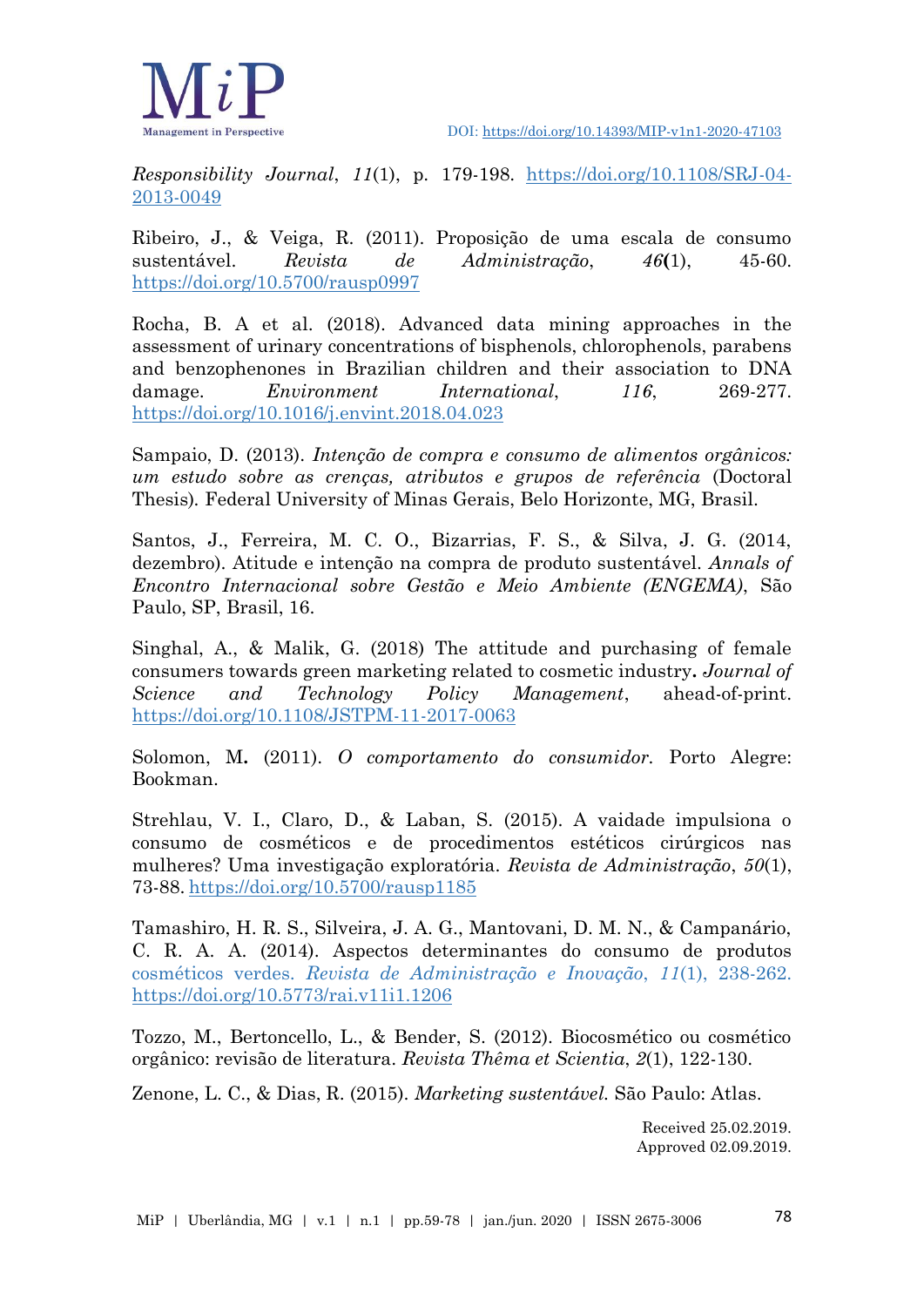*Responsibility Journal*, *11*(1), p. 179-198. https://doi.org/10.1108/SRJ-04-2013-0049

Ribeiro, J., & Veiga, R. (2011). Proposição de uma escala de consumo sustentável. *Revista de Administração*, *46*(1), 45-60. https://doi.org/10.5700/rausp0997

Rocha, B. A et al. (2018). Advanced data mining approaches in the assessment of urinary concentrations of bisphenols, chlorophenols, parabens and benzophenones in Brazilian children and their association to DNA damage. *Environment International*, *116*, 269-277. https://doi.org/10.1016/j.envint.2018.04.023

Sampaio, D. (2013). *Intenção de compra e consumo de alimentos orgânicos: um estudo sobre as crenças, atributos e grupos de referência* (Doctoral Thesis). Federal University of Minas Gerais, Belo Horizonte, MG, Brasil.

Santos, J., Ferreira, M. C. O., Bizarrias, F. S., & Silva, J. G. (2014, dezembro). Atitude e intenção na compra de produto sustentável. *Annals of Encontro Internacional sobre Gestão e Meio Ambiente (ENGEMA)*, São Paulo, SP, Brasil, 16.

Singhal, A., & Malik, G. (2018) The attitude and purchasing of female consumers towards green marketing related to cosmetic industry**.** *Journal of Science and Technology Policy Management*, ahead-of-print. https://doi.org/10.1108/JSTPM-11-2017-0063

Solomon, M**.** (2011). *O comportamento do consumidor.* Porto Alegre: Bookman.

Strehlau, V. I., Claro, D., & Laban, S. (2015). A vaidade impulsiona o consumo de cosméticos e de procedimentos estéticos cirúrgicos nas mulheres? Uma investigação exploratória. *Revista de Administração*, *50*(1), 73-88. https://doi.org/10.5700/rausp1185

Tamashiro, H. R. S., Silveira, J. A. G., Mantovani, D. M. N., & Campanário, C. R. A. A. (2014). Aspectos determinantes do consumo de produtos cosméticos verdes. *Revista de Administração e Inovação*, *11*(1), 238-262. https://doi.org/10.5773/rai.v11i1.1206

Tozzo, M., Bertoncello, L., & Bender, S. (2012). Biocosmético ou cosmético orgânico: revisão de literatura. *Revista Thêma et Scientia*, *2*(1), 122-130.

Zenone, L. C., & Dias, R. (2015). *Marketing sustentável.* São Paulo: Atlas.

Received 25.02.2019.
Approved 02.09.2019.